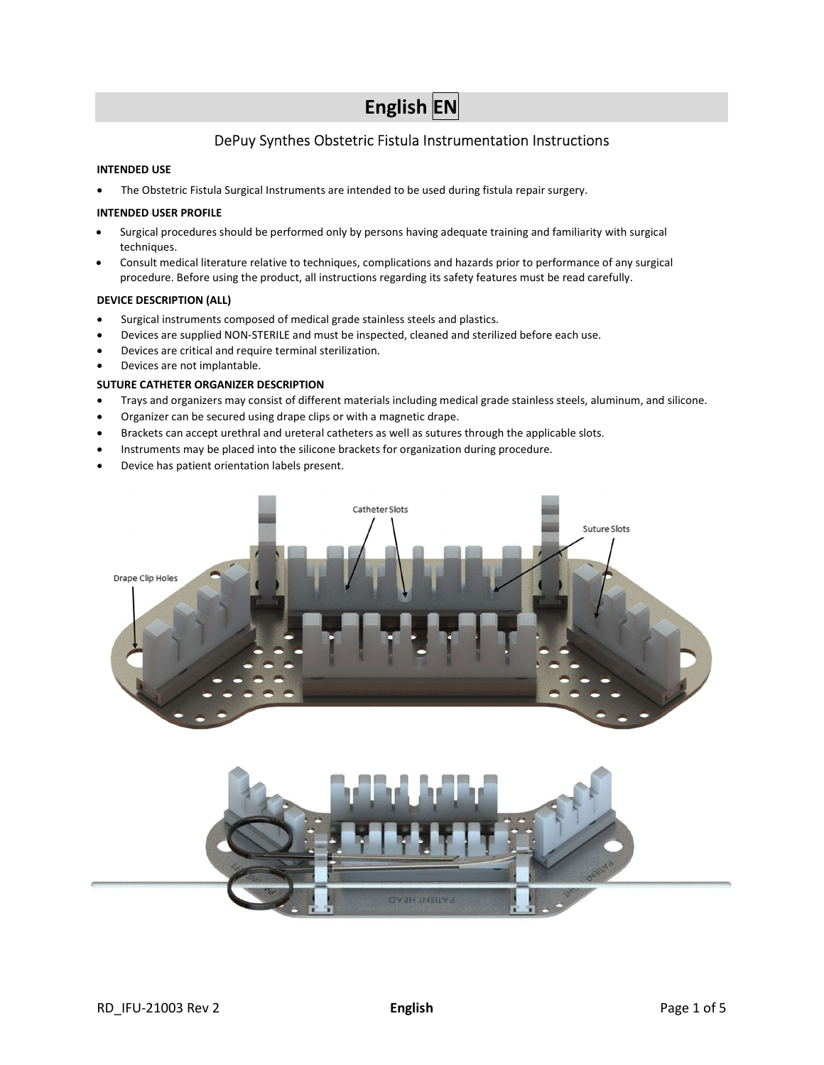# English EN

## DePuy Synthes Obstetric Fistula Instrumentation Instructions

**INTENDED USE**

- The Obstetric Fistula Surgical Instruments are intended to be used during fistula repair surgery.

**INTENDED USER PROFILE**

- Surgical procedures should be performed only by persons having adequate training and familiarity with surgical techniques.
- Consult medical literature relative to techniques, complications and hazards prior to performance of any surgical procedure. Before using the product, all instructions regarding its safety features must be read carefully.

**DEVICE DESCRIPTION (ALL)**

- Surgical instruments composed of medical grade stainless steels and plastics.
- Devices are supplied NON-STERILE and must be inspected, cleaned and sterilized before each use.
- Devices are critical and require terminal sterilization.
- Devices are not implantable.

**SUTURE CATHETER ORGANIZER DESCRIPTION**

- Trays and organizers may consist of different materials including medical grade stainless steels, aluminum, and silicone.
- Organizer can be secured using drape clips or with a magnetic drape.
- Brackets can accept urethral and ureteral catheters as well as sutures through the applicable slots.
- Instruments may be placed into the silicone brackets for organization during procedure.
- Device has patient orientation labels present.

Catheter Slots

Suture Slots

Drape Clip Holes

PATIENT HEAD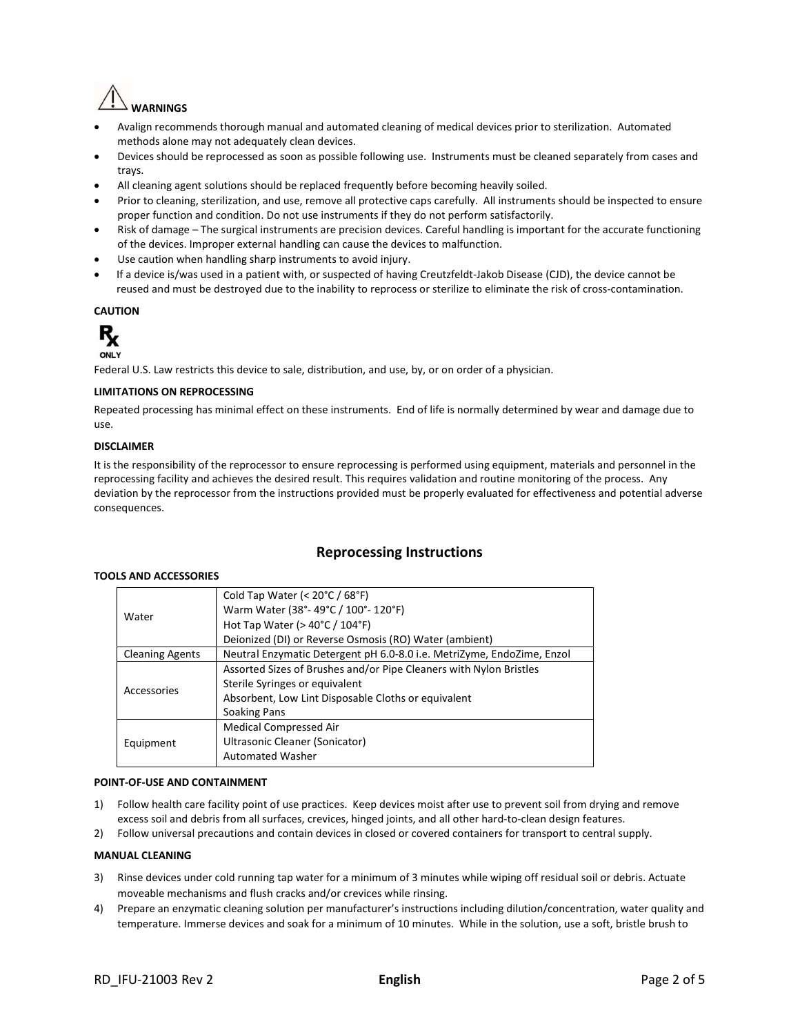**WARNINGS**

- Avalign recommends thorough manual and automated cleaning of medical devices prior to sterilization. Automated methods alone may not adequately clean devices.
- Devices should be reprocessed as soon as possible following use. Instruments must be cleaned separately from cases and trays.
- All cleaning agent solutions should be replaced frequently before becoming heavily soiled.
- Prior to cleaning, sterilization, and use, remove all protective caps carefully. All instruments should be inspected to ensure proper function and condition. Do not use instruments if they do not perform satisfactorily.
- Risk of damage – The surgical instruments are precision devices. Careful handling is important for the accurate functioning of the devices. Improper external handling can cause the devices to malfunction.
- Use caution when handling sharp instruments to avoid injury.
- If a device is/was used in a patient with, or suspected of having Creutzfeldt-Jakob Disease (CJD), the device cannot be reused and must be destroyed due to the inability to reprocess or sterilize to eliminate the risk of cross-contamination.

**CAUTION**

Rx ONLY

Federal U.S. Law restricts this device to sale, distribution, and use, by, or on order of a physician.

**LIMITATIONS ON REPROCESSING**

Repeated processing has minimal effect on these instruments. End of life is normally determined by wear and damage due to use.

**DISCLAIMER**

It is the responsibility of the reprocessor to ensure reprocessing is performed using equipment, materials and personnel in the reprocessing facility and achieves the desired result. This requires validation and routine monitoring of the process. Any deviation by the reprocessor from the instructions provided must be properly evaluated for effectiveness and potential adverse consequences.

## Reprocessing Instructions

**TOOLS AND ACCESSORIES**

| | |
|---|---|
| Water | Cold Tap Water (< 20°C / 68°F)<br>Warm Water (38°- 49°C / 100°- 120°F)<br>Hot Tap Water (> 40°C / 104°F)<br>Deionized (DI) or Reverse Osmosis (RO) Water (ambient) |
| Cleaning Agents | Neutral Enzymatic Detergent pH 6.0-8.0 i.e. MetriZyme, EndoZime, Enzol |
| Accessories | Assorted Sizes of Brushes and/or Pipe Cleaners with Nylon Bristles<br>Sterile Syringes or equivalent<br>Absorbent, Low Lint Disposable Cloths or equivalent<br>Soaking Pans |
| Equipment | Medical Compressed Air<br>Ultrasonic Cleaner (Sonicator)<br>Automated Washer |

**POINT-OF-USE AND CONTAINMENT**

1) Follow health care facility point of use practices. Keep devices moist after use to prevent soil from drying and remove excess soil and debris from all surfaces, crevices, hinged joints, and all other hard-to-clean design features.
2) Follow universal precautions and contain devices in closed or covered containers for transport to central supply.

**MANUAL CLEANING**

3) Rinse devices under cold running tap water for a minimum of 3 minutes while wiping off residual soil or debris. Actuate moveable mechanisms and flush cracks and/or crevices while rinsing.
4) Prepare an enzymatic cleaning solution per manufacturer's instructions including dilution/concentration, water quality and temperature. Immerse devices and soak for a minimum of 10 minutes. While in the solution, use a soft, bristle brush to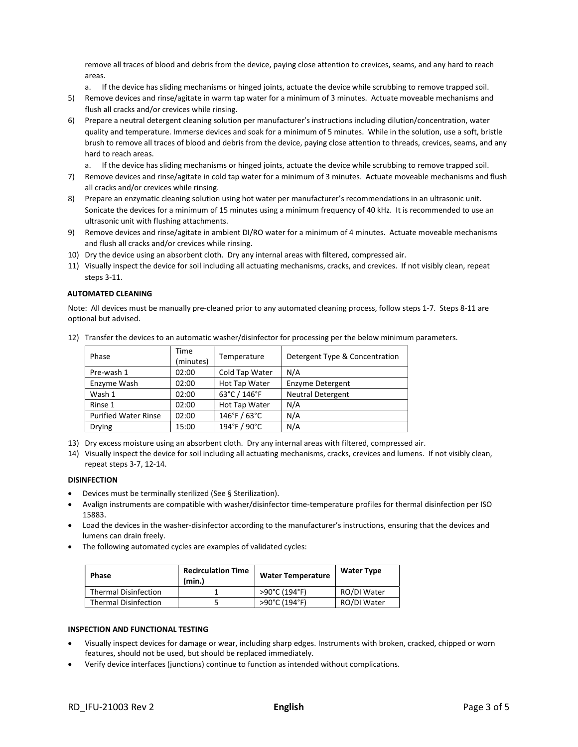remove all traces of blood and debris from the device, paying close attention to crevices, seams, and any hard to reach areas.

a. If the device has sliding mechanisms or hinged joints, actuate the device while scrubbing to remove trapped soil.

5) Remove devices and rinse/agitate in warm tap water for a minimum of 3 minutes. Actuate moveable mechanisms and flush all cracks and/or crevices while rinsing.
6) Prepare a neutral detergent cleaning solution per manufacturer's instructions including dilution/concentration, water quality and temperature. Immerse devices and soak for a minimum of 5 minutes. While in the solution, use a soft, bristle brush to remove all traces of blood and debris from the device, paying close attention to threads, crevices, seams, and any hard to reach areas.
   a. If the device has sliding mechanisms or hinged joints, actuate the device while scrubbing to remove trapped soil.
7) Remove devices and rinse/agitate in cold tap water for a minimum of 3 minutes. Actuate moveable mechanisms and flush all cracks and/or crevices while rinsing.
8) Prepare an enzymatic cleaning solution using hot water per manufacturer's recommendations in an ultrasonic unit. Sonicate the devices for a minimum of 15 minutes using a minimum frequency of 40 kHz. It is recommended to use an ultrasonic unit with flushing attachments.
9) Remove devices and rinse/agitate in ambient DI/RO water for a minimum of 4 minutes. Actuate moveable mechanisms and flush all cracks and/or crevices while rinsing.
10) Dry the device using an absorbent cloth. Dry any internal areas with filtered, compressed air.
11) Visually inspect the device for soil including all actuating mechanisms, cracks, and crevices. If not visibly clean, repeat steps 3-11.

**AUTOMATED CLEANING**

Note: All devices must be manually pre-cleaned prior to any automated cleaning process, follow steps 1-7. Steps 8-11 are optional but advised.

12) Transfer the devices to an automatic washer/disinfector for processing per the below minimum parameters.

| Phase | Time (minutes) | Temperature | Detergent Type & Concentration |
|---|---|---|---|
| Pre-wash 1 | 02:00 | Cold Tap Water | N/A |
| Enzyme Wash | 02:00 | Hot Tap Water | Enzyme Detergent |
| Wash 1 | 02:00 | 63°C / 146°F | Neutral Detergent |
| Rinse 1 | 02:00 | Hot Tap Water | N/A |
| Purified Water Rinse | 02:00 | 146°F / 63°C | N/A |
| Drying | 15:00 | 194°F / 90°C | N/A |

13) Dry excess moisture using an absorbent cloth. Dry any internal areas with filtered, compressed air.
14) Visually inspect the device for soil including all actuating mechanisms, cracks, crevices and lumens. If not visibly clean, repeat steps 3-7, 12-14.

**DISINFECTION**

- Devices must be terminally sterilized (See § Sterilization).
- Avalign instruments are compatible with washer/disinfector time-temperature profiles for thermal disinfection per ISO 15883.
- Load the devices in the washer-disinfector according to the manufacturer's instructions, ensuring that the devices and lumens can drain freely.
- The following automated cycles are examples of validated cycles:

| Phase | Recirculation Time (min.) | Water Temperature | Water Type |
|---|---|---|---|
| Thermal Disinfection | 1 | >90°C (194°F) | RO/DI Water |
| Thermal Disinfection | 5 | >90°C (194°F) | RO/DI Water |

**INSPECTION AND FUNCTIONAL TESTING**

- Visually inspect devices for damage or wear, including sharp edges. Instruments with broken, cracked, chipped or worn features, should not be used, but should be replaced immediately.
- Verify device interfaces (junctions) continue to function as intended without complications.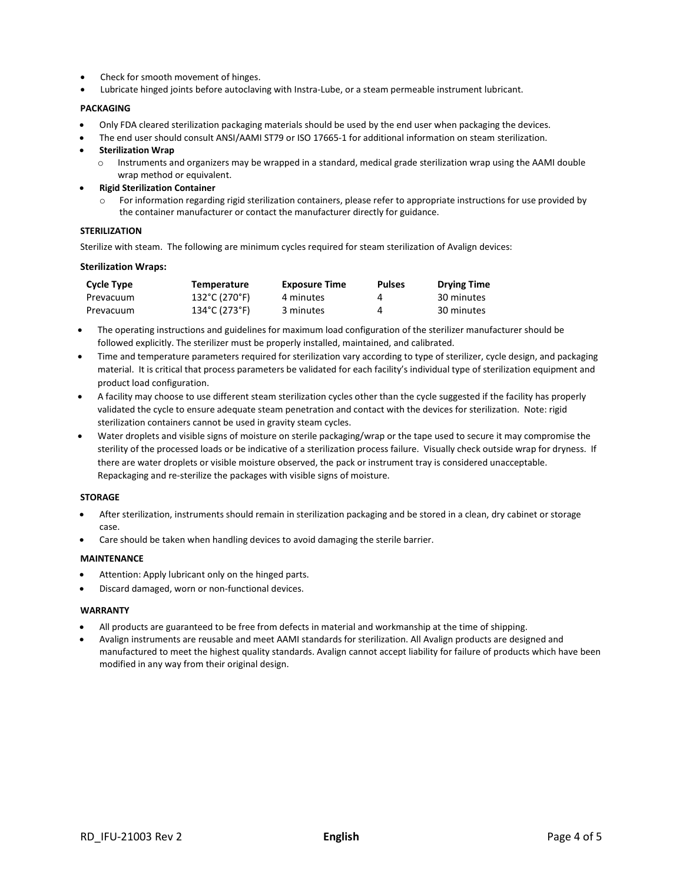- Check for smooth movement of hinges.
- Lubricate hinged joints before autoclaving with Instra-Lube, or a steam permeable instrument lubricant.

**PACKAGING**

- Only FDA cleared sterilization packaging materials should be used by the end user when packaging the devices.
- The end user should consult ANSI/AAMI ST79 or ISO 17665-1 for additional information on steam sterilization.
- **Sterilization Wrap**
  - Instruments and organizers may be wrapped in a standard, medical grade sterilization wrap using the AAMI double wrap method or equivalent.
- **Rigid Sterilization Container**
  - For information regarding rigid sterilization containers, please refer to appropriate instructions for use provided by the container manufacturer or contact the manufacturer directly for guidance.

**STERILIZATION**

Sterilize with steam. The following are minimum cycles required for steam sterilization of Avalign devices:

**Sterilization Wraps:**

| Cycle Type | Temperature | Exposure Time | Pulses | Drying Time |
|---|---|---|---|---|
| Prevacuum | 132°C (270°F) | 4 minutes | 4 | 30 minutes |
| Prevacuum | 134°C (273°F) | 3 minutes | 4 | 30 minutes |

- The operating instructions and guidelines for maximum load configuration of the sterilizer manufacturer should be followed explicitly. The sterilizer must be properly installed, maintained, and calibrated.
- Time and temperature parameters required for sterilization vary according to type of sterilizer, cycle design, and packaging material. It is critical that process parameters be validated for each facility's individual type of sterilization equipment and product load configuration.
- A facility may choose to use different steam sterilization cycles other than the cycle suggested if the facility has properly validated the cycle to ensure adequate steam penetration and contact with the devices for sterilization. Note: rigid sterilization containers cannot be used in gravity steam cycles.
- Water droplets and visible signs of moisture on sterile packaging/wrap or the tape used to secure it may compromise the sterility of the processed loads or be indicative of a sterilization process failure. Visually check outside wrap for dryness. If there are water droplets or visible moisture observed, the pack or instrument tray is considered unacceptable. Repackaging and re-sterilize the packages with visible signs of moisture.

**STORAGE**

- After sterilization, instruments should remain in sterilization packaging and be stored in a clean, dry cabinet or storage case.
- Care should be taken when handling devices to avoid damaging the sterile barrier.

**MAINTENANCE**

- Attention: Apply lubricant only on the hinged parts.
- Discard damaged, worn or non-functional devices.

**WARRANTY**

- All products are guaranteed to be free from defects in material and workmanship at the time of shipping.
- Avalign instruments are reusable and meet AAMI standards for sterilization. All Avalign products are designed and manufactured to meet the highest quality standards. Avalign cannot accept liability for failure of products which have been modified in any way from their original design.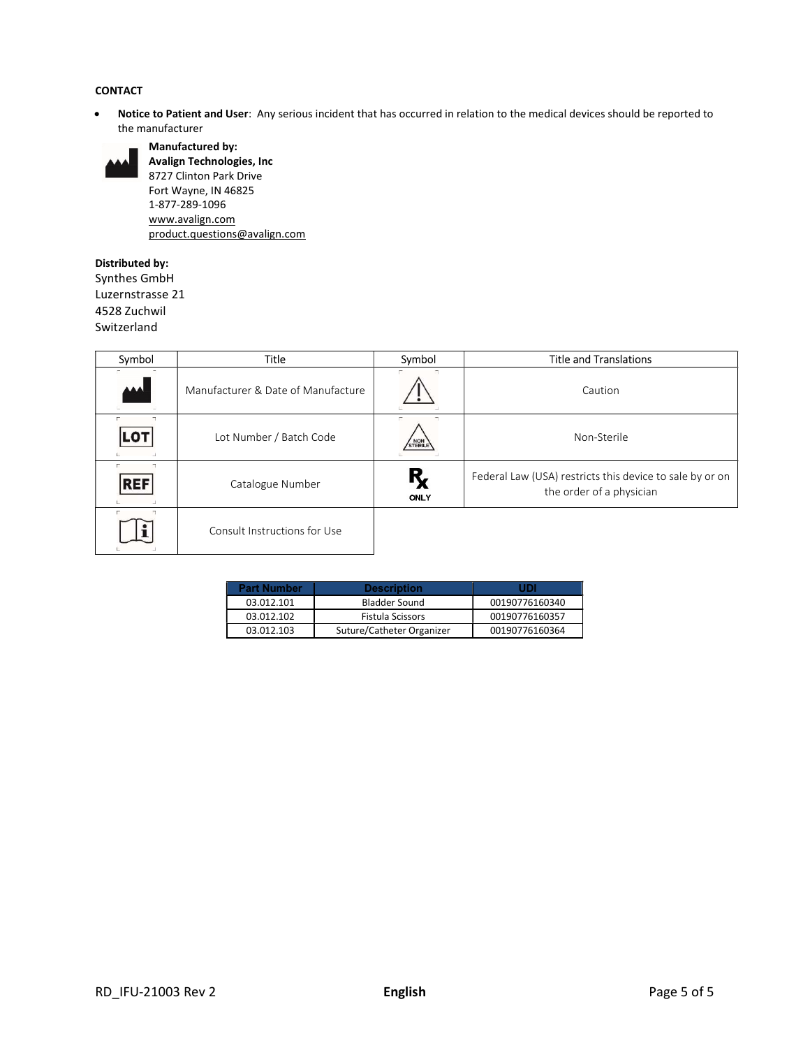**CONTACT**

- **Notice to Patient and User**: Any serious incident that has occurred in relation to the medical devices should be reported to the manufacturer

**Manufactured by:**
**Avalign Technologies, Inc**
8727 Clinton Park Drive
Fort Wayne, IN 46825
1-877-289-1096
www.avalign.com
product.questions@avalign.com

**Distributed by:**
Synthes GmbH
Luzernstrasse 21
4528 Zuchwil
Switzerland

| Symbol | Title | Symbol | Title and Translations |
|---|---|---|---|
| | Manufacturer & Date of Manufacture | | Caution |
| LOT | Lot Number / Batch Code | NON STERILE | Non-Sterile |
| REF | Catalogue Number | Rx ONLY | Federal Law (USA) restricts this device to sale by or on the order of a physician |
| | Consult Instructions for Use | | |

| Part Number | Description | UDI |
|---|---|---|
| 03.012.101 | Bladder Sound | 00190776160340 |
| 03.012.102 | Fistula Scissors | 00190776160357 |
| 03.012.103 | Suture/Catheter Organizer | 00190776160364 |